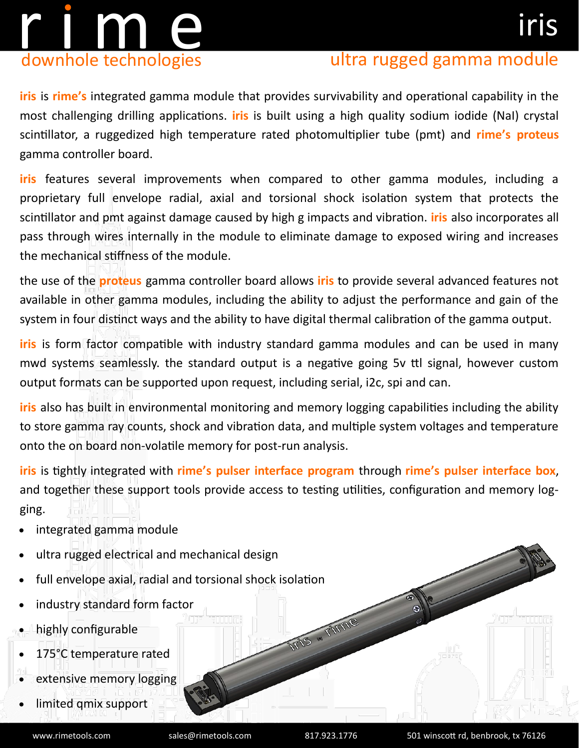# rime

## downhole technologies

# iris

## ultra rugged gamma module

**iris** is **rime's** integrated gamma module that provides survivability and operational capability in the most challenging drilling applications. **iris** is built using a high quality sodium iodide (NaI) crystal scintillator, a ruggedized high temperature rated photomultiplier tube (pmt) and **rime's proteus** gamma controller board.

**iris** features several improvements when compared to other gamma modules, including a proprietary full envelope radial, axial and torsional shock isolation system that protects the scintillator and pmt against damage caused by high g impacts and vibration. **iris** also incorporates all pass through wires internally in the module to eliminate damage to exposed wiring and increases the mechanical stiffness of the module.

the use of the **proteus** gamma controller board allows **iris** to provide several advanced features not available in other gamma modules, including the ability to adjust the performance and gain of the system in four distinct ways and the ability to have digital thermal calibration of the gamma output.

**iris** is form factor compatible with industry standard gamma modules and can be used in many mwd systems seamlessly. the standard output is a negative going 5v ttl signal, however custom output formats can be supported upon request, including serial, i2c, spi and can.

**iris** also has built in environmental monitoring and memory logging capabilities including the ability to store gamma ray counts, shock and vibration data, and multiple system voltages and temperature onto the on board non-volatile memory for post-run analysis.

**iris** is tightly integrated with **rime's pulser interface program** through **rime's pulser interface box**, and together these support tools provide access to testing utilities, configuration and memory logging.

- integrated gamma module
- ultra rugged electrical and mechanical design
- full envelope axial, radial and torsional shock isolation
- industry standard form factor
- highly configurable
- 175°C temperature rated
- extensive memory logging
- limited qmix support

www.rimetools.com sales@rimetools.com 817.923.1776 501 winscott rd, benbrook, tx 76126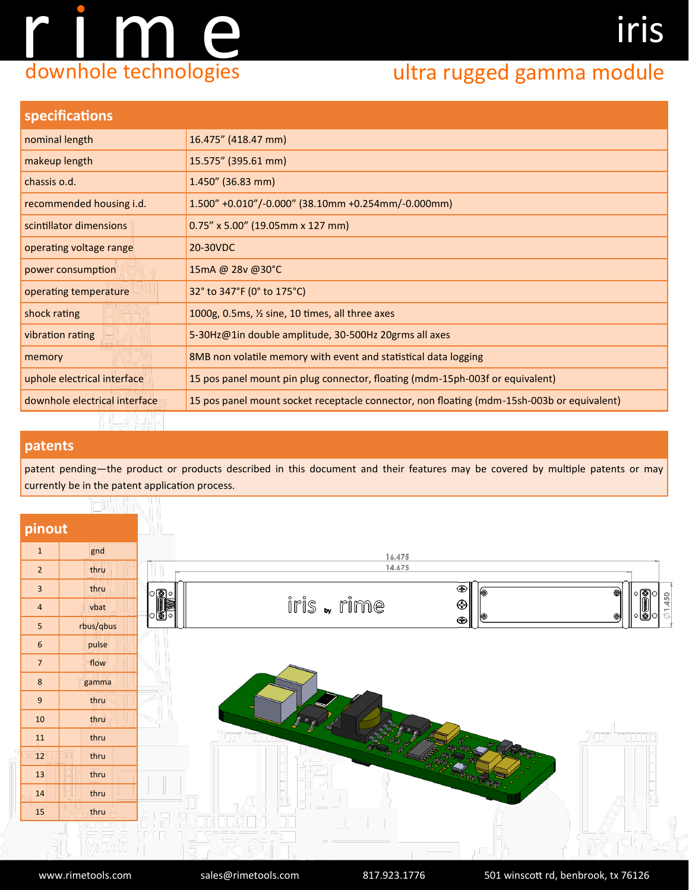# rime

downhole technologies

# iris

ultra rugged gamma module

## specifications

| | |
|---|---|
| nominal length | 16.475" (418.47 mm) |
| makeup length | 15.575" (395.61 mm) |
| chassis o.d. | 1.450" (36.83 mm) |
| recommended housing i.d. | 1.500" +0.010"/-0.000" (38.10mm +0.254mm/-0.000mm) |
| scintillator dimensions | 0.75" x 5.00" (19.05mm x 127 mm) |
| operating voltage range | 20-30VDC |
| power consumption | 15mA @ 28v @30°C |
| operating temperature | 32° to 347°F (0° to 175°C) |
| shock rating | 1000g, 0.5ms, ½ sine, 10 times, all three axes |
| vibration rating | 5-30Hz@1in double amplitude, 30-500Hz 20grms all axes |
| memory | 8MB non volatile memory with event and statistical data logging |
| uphole electrical interface | 15 pos panel mount pin plug connector, floating (mdm-15ph-003f or equivalent) |
| downhole electrical interface | 15 pos panel mount socket receptacle connector, non floating (mdm-15sh-003b or equivalent) |

## patents

patent pending—the product or products described in this document and their features may be covered by multiple patents or may currently be in the patent application process.

## pinout

| | |
|---|---|
| 1 | gnd |
| 2 | thru |
| 3 | thru |
| 4 | vbat |
| 5 | rbus/qbus |
| 6 | pulse |
| 7 | flow |
| 8 | gamma |
| 9 | thru |
| 10 | thru |
| 11 | thru |
| 12 | thru |
| 13 | thru |
| 14 | thru |
| 15 | thru |

16.475

14.675

iris by rime

Ø1.450

www.rimetools.com sales@rimetools.com 817.923.1776 501 winscott rd, benbrook, tx 76126